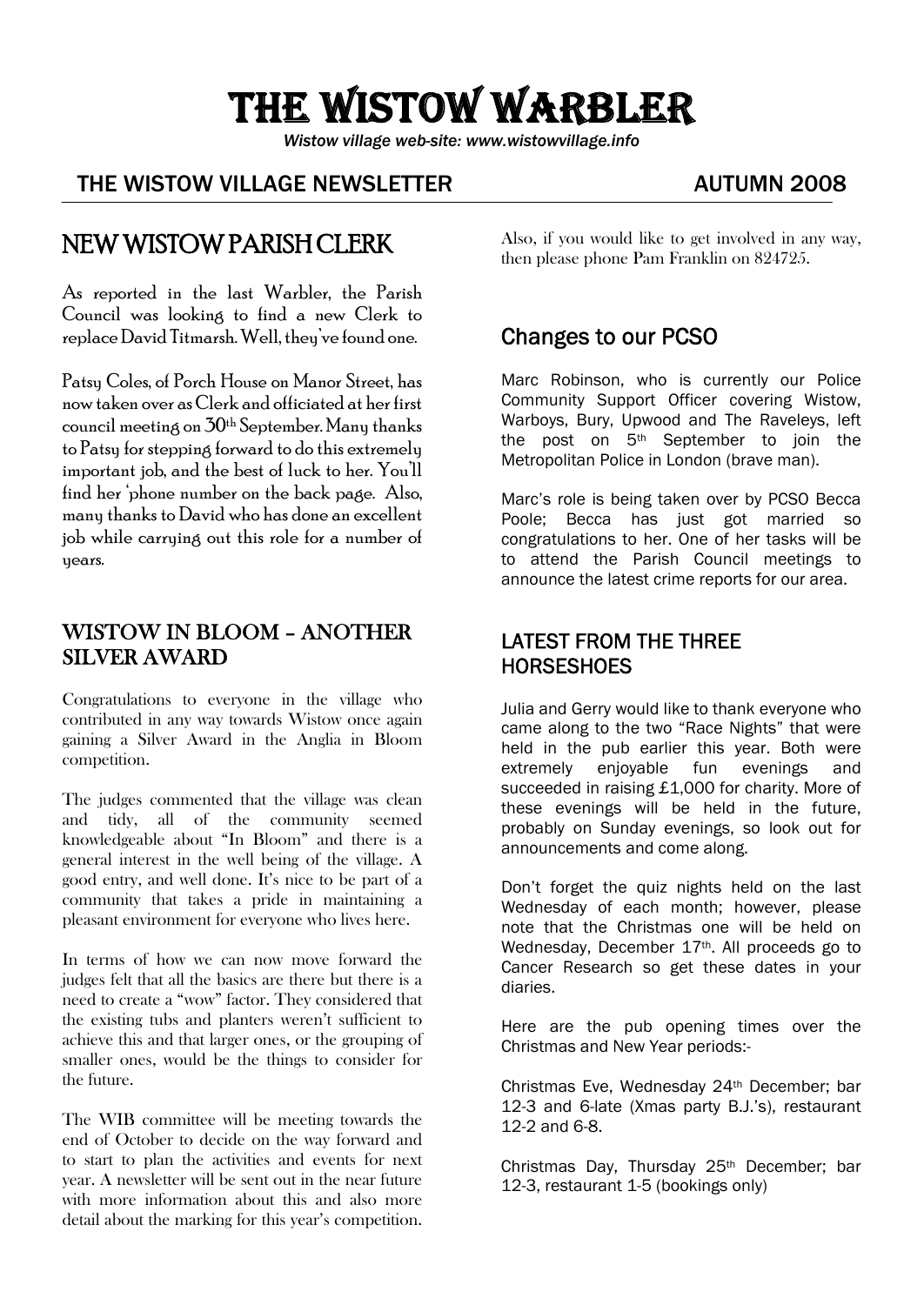# THE WISTOW WARBLER

*Wistow village web-site: www.wistowvillage.info*

**THE WISTOW VILLAGE NEWSLETTER** **AUTUMN 2008**

## NEW WISTOW PARISH CLERK

As reported in the last Warbler, the Parish Council was looking to find a new Clerk to replace David Titmarsh. Well, they've found one.

Patsy Coles, of Porch House on Manor Street, has now taken over as Clerk and officiated at her first council meeting on 30th September. Many thanks to Patsy for stepping forward to do this extremely important job, and the best of luck to her. You'll find her 'phone number on the back page. Also, many thanks to David who has done an excellent job while carrying out this role for a number of years.

## WISTOW IN BLOOM – ANOTHER SILVER AWARD

Congratulations to everyone in the village who contributed in any way towards Wistow once again gaining a Silver Award in the Anglia in Bloom competition.

The judges commented that the village was clean and tidy, all of the community seemed knowledgeable about "In Bloom" and there is a general interest in the well being of the village. A good entry, and well done. It's nice to be part of a community that takes a pride in maintaining a pleasant environment for everyone who lives here.

In terms of how we can now move forward the judges felt that all the basics are there but there is a need to create a "wow" factor. They considered that the existing tubs and planters weren't sufficient to achieve this and that larger ones, or the grouping of smaller ones, would be the things to consider for the future.

The WIB committee will be meeting towards the end of October to decide on the way forward and to start to plan the activities and events for next year. A newsletter will be sent out in the near future with more information about this and also more detail about the marking for this year's competition.

Also, if you would like to get involved in any way, then please phone Pam Franklin on 824725.

## Changes to our PCSO

Marc Robinson, who is currently our Police Community Support Officer covering Wistow, Warboys, Bury, Upwood and The Raveleys, left the post on 5th September to join the Metropolitan Police in London (brave man).

Marc's role is being taken over by PCSO Becca Poole; Becca has just got married so congratulations to her. One of her tasks will be to attend the Parish Council meetings to announce the latest crime reports for our area.

## LATEST FROM THE THREE HORSESHOES

Julia and Gerry would like to thank everyone who came along to the two "Race Nights" that were held in the pub earlier this year. Both were extremely enjoyable fun evenings and succeeded in raising £1,000 for charity. More of these evenings will be held in the future, probably on Sunday evenings, so look out for announcements and come along.

Don't forget the quiz nights held on the last Wednesday of each month; however, please note that the Christmas one will be held on Wednesday, December 17th. All proceeds go to Cancer Research so get these dates in your diaries.

Here are the pub opening times over the Christmas and New Year periods:-

Christmas Eve, Wednesday 24th December; bar 12-3 and 6-late (Xmas party B.J.'s), restaurant 12-2 and 6-8.

Christmas Day, Thursday 25th December; bar 12-3, restaurant 1-5 (bookings only)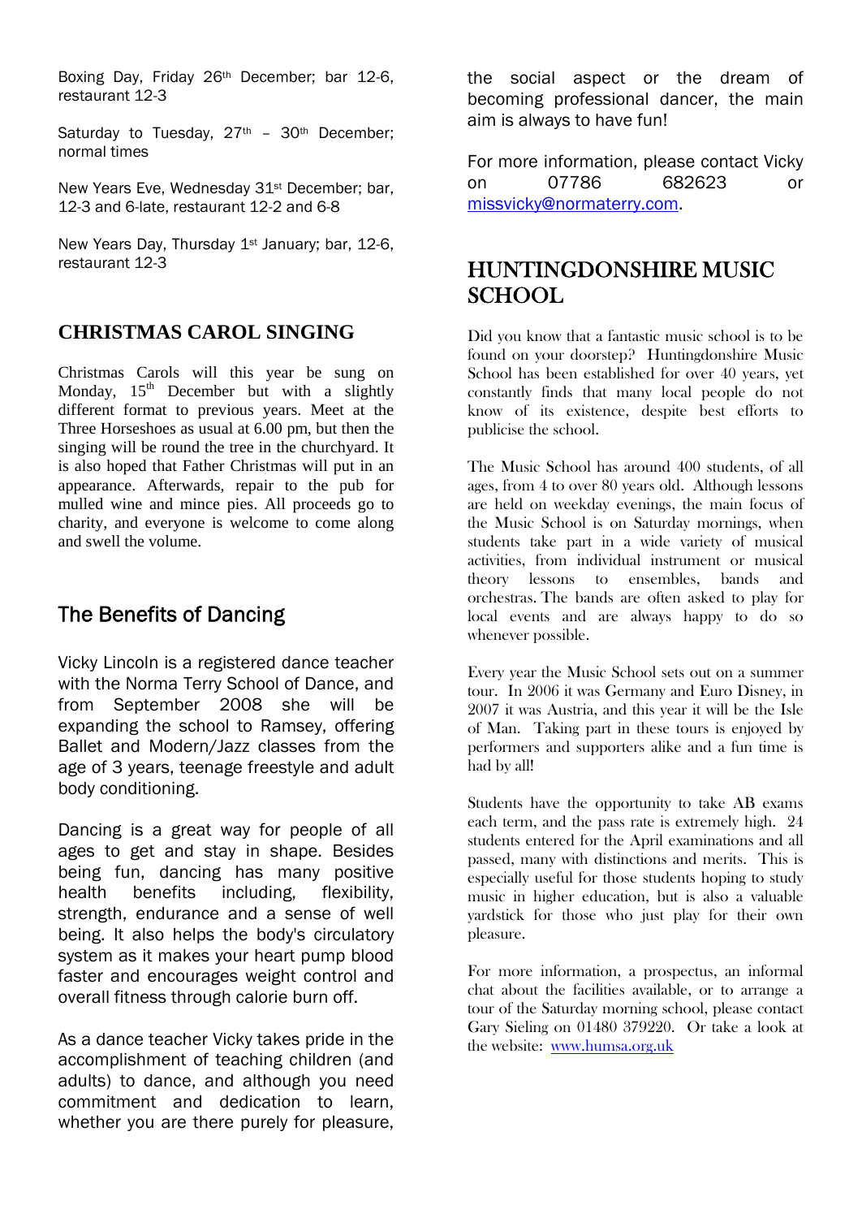Boxing Day, Friday 26th December; bar 12-6, restaurant 12-3

Saturday to Tuesday, 27th – 30th December; normal times

New Years Eve, Wednesday 31st December; bar, 12-3 and 6-late, restaurant 12-2 and 6-8

New Years Day, Thursday 1st January; bar, 12-6, restaurant 12-3

## CHRISTMAS CAROL SINGING

Christmas Carols will this year be sung on Monday, 15th December but with a slightly different format to previous years. Meet at the Three Horseshoes as usual at 6.00 pm, but then the singing will be round the tree in the churchyard. It is also hoped that Father Christmas will put in an appearance. Afterwards, repair to the pub for mulled wine and mince pies. All proceeds go to charity, and everyone is welcome to come along and swell the volume.

## The Benefits of Dancing

Vicky Lincoln is a registered dance teacher with the Norma Terry School of Dance, and from September 2008 she will be expanding the school to Ramsey, offering Ballet and Modern/Jazz classes from the age of 3 years, teenage freestyle and adult body conditioning.

Dancing is a great way for people of all ages to get and stay in shape. Besides being fun, dancing has many positive health benefits including, flexibility, strength, endurance and a sense of well being. It also helps the body's circulatory system as it makes your heart pump blood faster and encourages weight control and overall fitness through calorie burn off.

As a dance teacher Vicky takes pride in the accomplishment of teaching children (and adults) to dance, and although you need commitment and dedication to learn, whether you are there purely for pleasure, the social aspect or the dream of becoming professional dancer, the main aim is always to have fun!

For more information, please contact Vicky on 07786 682623 or missvicky@normaterry.com.

## HUNTINGDONSHIRE MUSIC SCHOOL

Did you know that a fantastic music school is to be found on your doorstep? Huntingdonshire Music School has been established for over 40 years, yet constantly finds that many local people do not know of its existence, despite best efforts to publicise the school.

The Music School has around 400 students, of all ages, from 4 to over 80 years old. Although lessons are held on weekday evenings, the main focus of the Music School is on Saturday mornings, when students take part in a wide variety of musical activities, from individual instrument or musical theory lessons to ensembles, bands and orchestras. The bands are often asked to play for local events and are always happy to do so whenever possible.

Every year the Music School sets out on a summer tour. In 2006 it was Germany and Euro Disney, in 2007 it was Austria, and this year it will be the Isle of Man. Taking part in these tours is enjoyed by performers and supporters alike and a fun time is had by all!

Students have the opportunity to take AB exams each term, and the pass rate is extremely high. 24 students entered for the April examinations and all passed, many with distinctions and merits. This is especially useful for those students hoping to study music in higher education, but is also a valuable yardstick for those who just play for their own pleasure.

For more information, a prospectus, an informal chat about the facilities available, or to arrange a tour of the Saturday morning school, please contact Gary Sieling on 01480 379220. Or take a look at the website: www.humsa.org.uk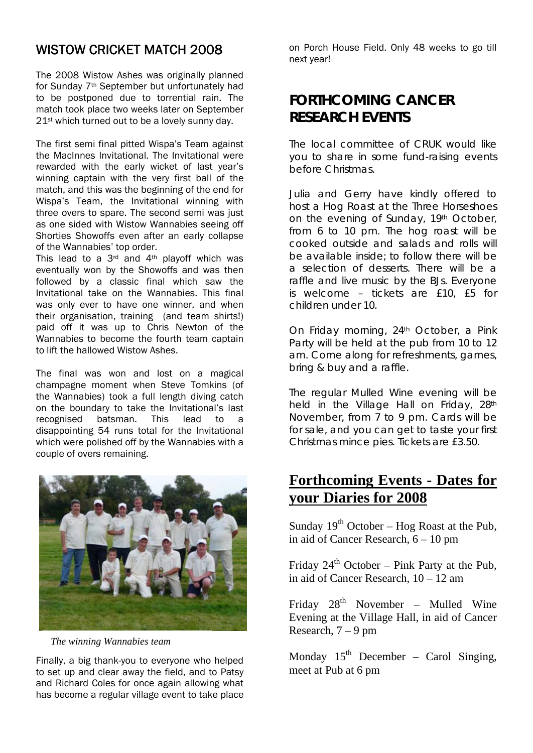## WISTOW CRICKET MATCH 2008

The 2008 Wistow Ashes was originally planned for Sunday 7th September but unfortunately had to be postponed due to torrential rain. The match took place two weeks later on September 21st which turned out to be a lovely sunny day.

The first semi final pitted Wispa's Team against the MacInnes Invitational. The Invitational were rewarded with the early wicket of last year's winning captain with the very first ball of the match, and this was the beginning of the end for Wispa's Team, the Invitational winning with three overs to spare. The second semi was just as one sided with Wistow Wannabies seeing off Shorties Showoffs even after an early collapse of the Wannabies' top order.

This lead to a 3rd and 4th playoff which was eventually won by the Showoffs and was then followed by a classic final which saw the Invitational take on the Wannabies. This final was only ever to have one winner, and when their organisation, training (and team shirts!) paid off it was up to Chris Newton of the Wannabies to become the fourth team captain to lift the hallowed Wistow Ashes.

The final was won and lost on a magical champagne moment when Steve Tomkins (of the Wannabies) took a full length diving catch on the boundary to take the Invitational's last recognised batsman. This lead to a disappointing 54 runs total for the Invitational which were polished off by the Wannabies with a couple of overs remaining.

*The winning Wannabies team*

Finally, a big thank-you to everyone who helped to set up and clear away the field, and to Patsy and Richard Coles for once again allowing what has become a regular village event to take place on Porch House Field. Only 48 weeks to go till next year!

## FORTHCOMING CANCER RESEARCH EVENTS

The local committee of CRUK would like you to share in some fund-raising events before Christmas.

Julia and Gerry have kindly offered to host a Hog Roast at the Three Horseshoes on the evening of Sunday, 19th October, from 6 to 10 pm. The hog roast will be cooked outside and salads and rolls will be available inside; to follow there will be a selection of desserts. There will be a raffle and live music by the BJs. Everyone is welcome – tickets are £10, £5 for children under 10.

On Friday morning, 24th October, a Pink Party will be held at the pub from 10 to 12 am. Come along for refreshments, games, bring & buy and a raffle.

The regular Mulled Wine evening will be held in the Village Hall on Friday, 28th November, from 7 to 9 pm. Cards will be for sale, and you can get to taste your first Christmas mince pies. Tickets are £3.50.

## Forthcoming Events - Dates for your Diaries for 2008

Sunday 19th October – Hog Roast at the Pub, in aid of Cancer Research, 6 – 10 pm

Friday 24th October – Pink Party at the Pub, in aid of Cancer Research, 10 – 12 am

Friday 28th November – Mulled Wine Evening at the Village Hall, in aid of Cancer Research, 7 – 9 pm

Monday 15th December – Carol Singing, meet at Pub at 6 pm